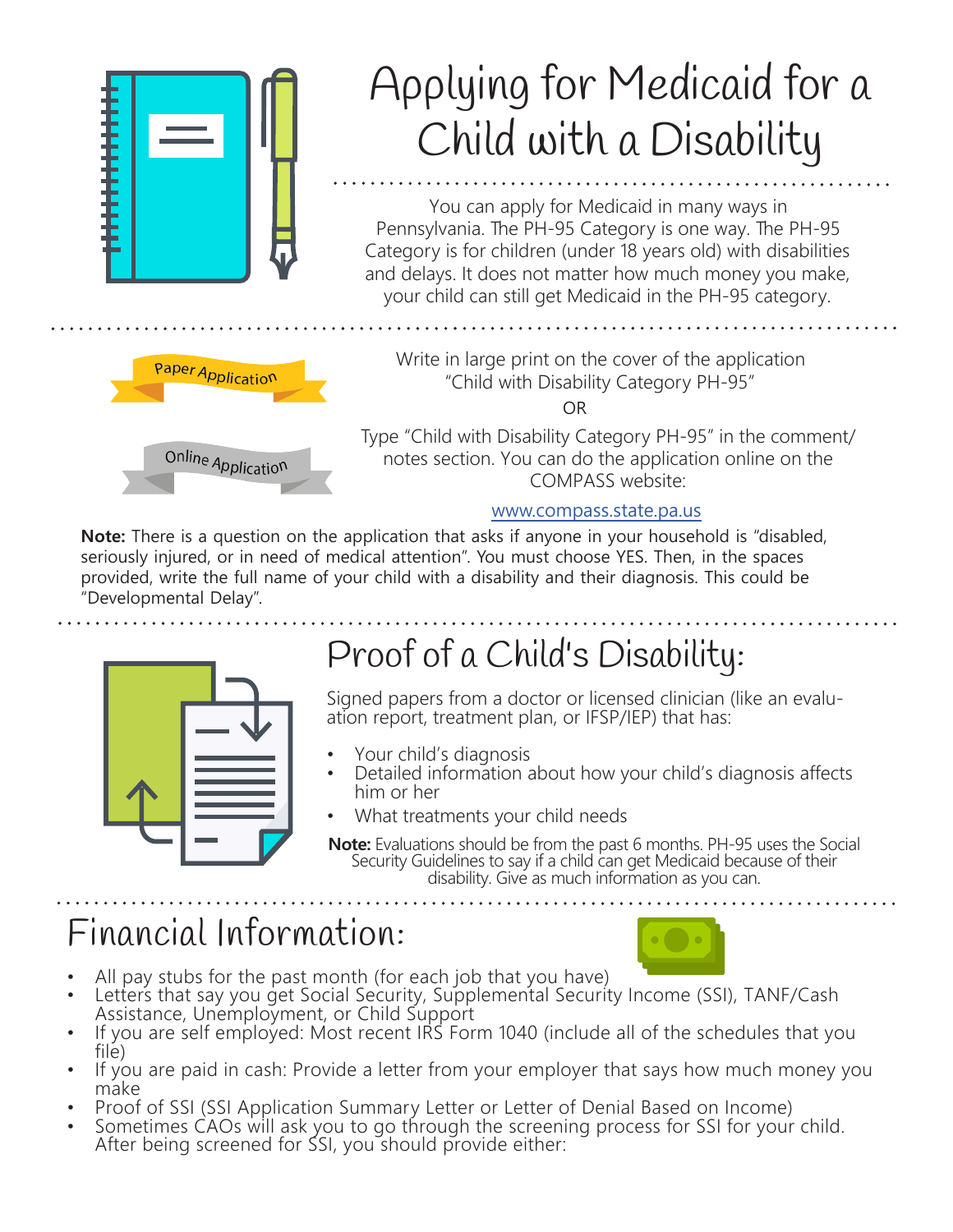# Applying for Medicaid for a Child with a Disability

You can apply for Medicaid in many ways in Pennsylvania. The PH-95 Category is one way. The PH-95 Category is for children (under 18 years old) with disabilities and delays. It does not matter how much money you make, your child can still get Medicaid in the PH-95 category.

**Paper Application**

Write in large print on the cover of the application "Child with Disability Category PH-95"

OR

**Online Application**

Type "Child with Disability Category PH-95" in the comment/notes section. You can do the application online on the COMPASS website:

www.compass.state.pa.us

**Note:** There is a question on the application that asks if anyone in your household is "disabled, seriously injured, or in need of medical attention". You must choose YES. Then, in the spaces provided, write the full name of your child with a disability and their diagnosis. This could be "Developmental Delay".

## Proof of a Child's Disability:

Signed papers from a doctor or licensed clinician (like an evaluation report, treatment plan, or IFSP/IEP) that has:

- Your child's diagnosis
- Detailed information about how your child's diagnosis affects him or her
- What treatments your child needs

**Note:** Evaluations should be from the past 6 months. PH-95 uses the Social Security Guidelines to say if a child can get Medicaid because of their disability. Give as much information as you can.

## Financial Information:

- All pay stubs for the past month (for each job that you have)
- Letters that say you get Social Security, Supplemental Security Income (SSI), TANF/Cash Assistance, Unemployment, or Child Support
- If you are self employed: Most recent IRS Form 1040 (include all of the schedules that you file)
- If you are paid in cash: Provide a letter from your employer that says how much money you make
- Proof of SSI (SSI Application Summary Letter or Letter of Denial Based on Income)
- Sometimes CAOs will ask you to go through the screening process for SSI for your child. After being screened for SSI, you should provide either: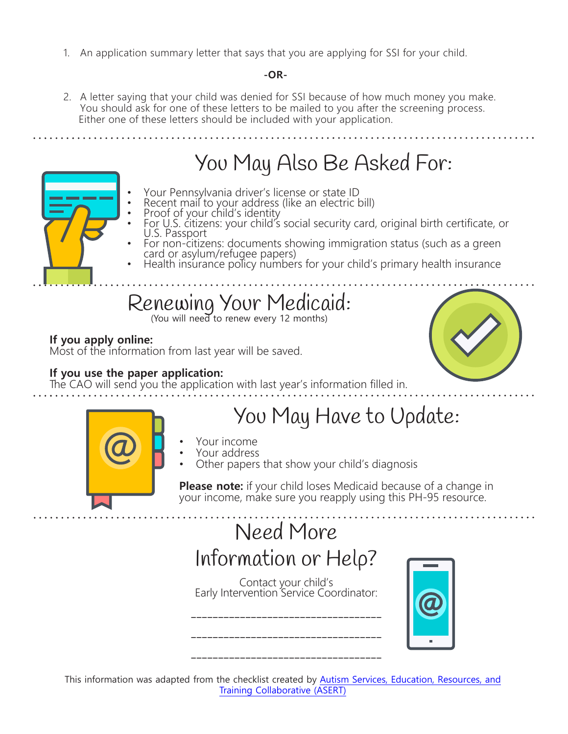1. An application summary letter that says that you are applying for SSI for your child.

**-OR-**

2. A letter saying that your child was denied for SSI because of how much money you make. You should ask for one of these letters to be mailed to you after the screening process. Either one of these letters should be included with your application.

## You May Also Be Asked For:

- Your Pennsylvania driver's license or state ID
- Recent mail to your address (like an electric bill)
- Proof of your child's identity
- For U.S. citizens: your child's social security card, original birth certificate, or U.S. Passport
- For non-citizens: documents showing immigration status (such as a green card or asylum/refugee papers)
- Health insurance policy numbers for your child's primary health insurance

## Renewing Your Medicaid:

(You will need to renew every 12 months)

**If you apply online:**
Most of the information from last year will be saved.

**If you use the paper application:**
The CAO will send you the application with last year's information filled in.

## You May Have to Update:

- Your income
- Your address
- Other papers that show your child's diagnosis

**Please note:** if your child loses Medicaid because of a change in your income, make sure you reapply using this PH-95 resource.

## Need More Information or Help?

Contact your child's Early Intervention Service Coordinator:

\_\_\_\_\_\_\_\_\_\_\_\_\_\_\_\_\_\_\_\_\_\_\_\_\_\_\_\_\_\_\_\_\_\_\_\_

\_\_\_\_\_\_\_\_\_\_\_\_\_\_\_\_\_\_\_\_\_\_\_\_\_\_\_\_\_\_\_\_\_\_\_\_

\_\_\_\_\_\_\_\_\_\_\_\_\_\_\_\_\_\_\_\_\_\_\_\_\_\_\_\_\_\_\_\_\_\_\_\_

This information was adapted from the checklist created by Autism Services, Education, Resources, and Training Collaborative (ASERT)